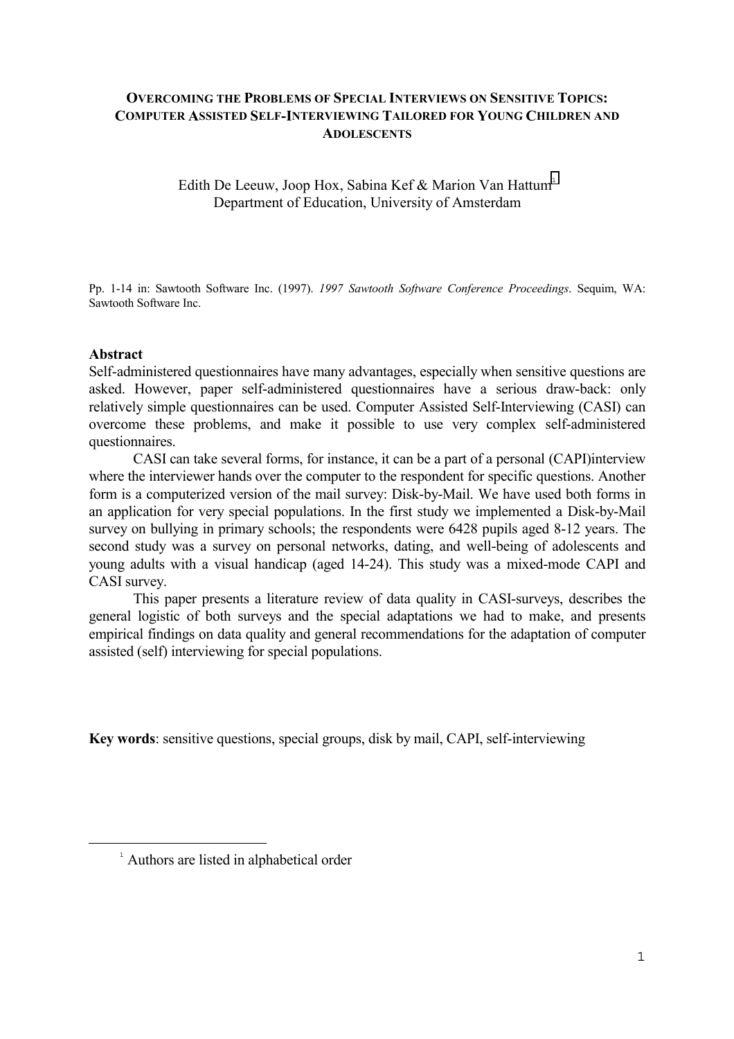# OVERCOMING THE PROBLEMS OF SPECIAL INTERVIEWS ON SENSITIVE TOPICS: COMPUTER ASSISTED SELF-INTERVIEWING TAILORED FOR YOUNG CHILDREN AND ADOLESCENTS

Edith De Leeuw, Joop Hox, Sabina Kef & Marion Van Hattum[1]
Department of Education, University of Amsterdam

Pp. 1-14 in: Sawtooth Software Inc. (1997). *1997 Sawtooth Software Conference Proceedings*. Sequim, WA: Sawtooth Software Inc.

## Abstract

Self-administered questionnaires have many advantages, especially when sensitive questions are asked. However, paper self-administered questionnaires have a serious draw-back: only relatively simple questionnaires can be used. Computer Assisted Self-Interviewing (CASI) can overcome these problems, and make it possible to use very complex self-administered questionnaires.

CASI can take several forms, for instance, it can be a part of a personal (CAPI)interview where the interviewer hands over the computer to the respondent for specific questions. Another form is a computerized version of the mail survey: Disk-by-Mail. We have used both forms in an application for very special populations. In the first study we implemented a Disk-by-Mail survey on bullying in primary schools; the respondents were 6428 pupils aged 8-12 years. The second study was a survey on personal networks, dating, and well-being of adolescents and young adults with a visual handicap (aged 14-24). This study was a mixed-mode CAPI and CASI survey.

This paper presents a literature review of data quality in CASI-surveys, describes the general logistic of both surveys and the special adaptations we had to make, and presents empirical findings on data quality and general recommendations for the adaptation of computer assisted (self) interviewing for special populations.

**Key words**: sensitive questions, special groups, disk by mail, CAPI, self-interviewing

[1] Authors are listed in alphabetical order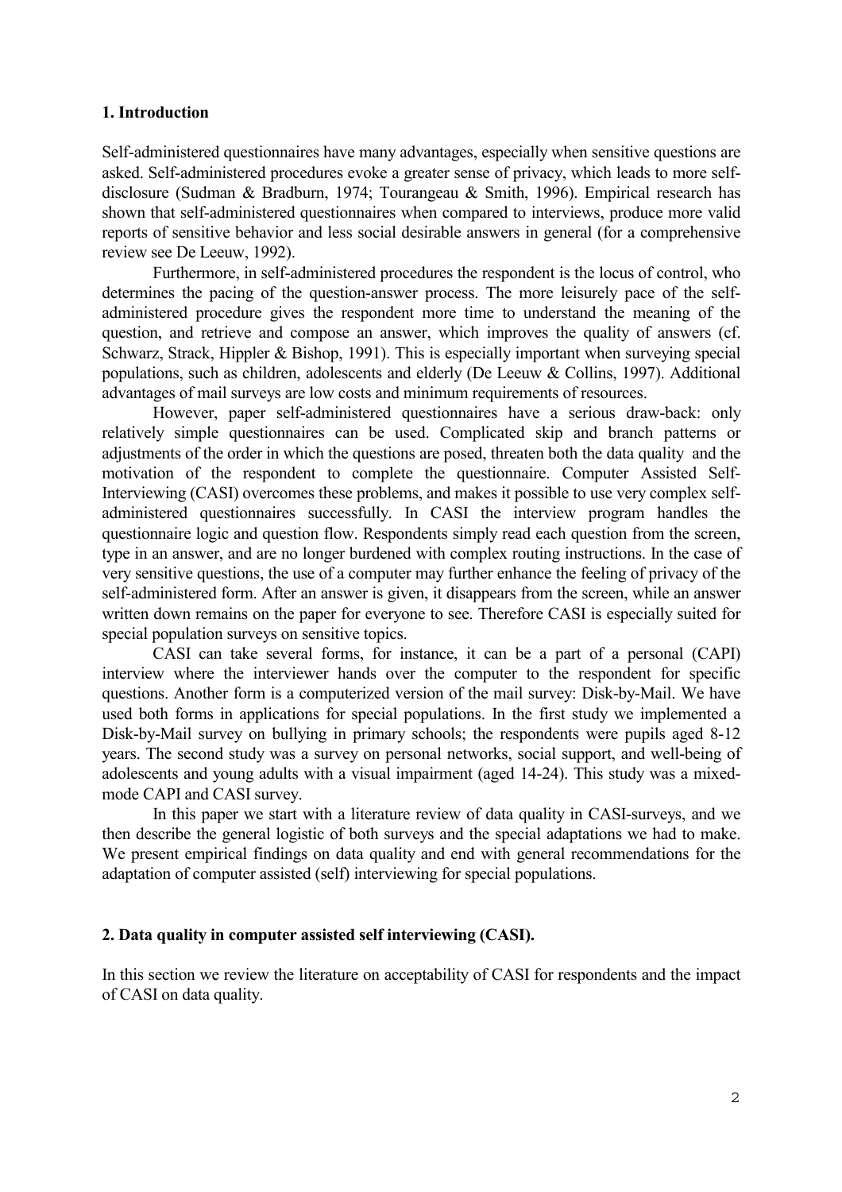## 1. Introduction

Self-administered questionnaires have many advantages, especially when sensitive questions are asked. Self-administered procedures evoke a greater sense of privacy, which leads to more self-disclosure (Sudman & Bradburn, 1974; Tourangeau & Smith, 1996). Empirical research has shown that self-administered questionnaires when compared to interviews, produce more valid reports of sensitive behavior and less social desirable answers in general (for a comprehensive review see De Leeuw, 1992).

Furthermore, in self-administered procedures the respondent is the locus of control, who determines the pacing of the question-answer process. The more leisurely pace of the self-administered procedure gives the respondent more time to understand the meaning of the question, and retrieve and compose an answer, which improves the quality of answers (cf. Schwarz, Strack, Hippler & Bishop, 1991). This is especially important when surveying special populations, such as children, adolescents and elderly (De Leeuw & Collins, 1997). Additional advantages of mail surveys are low costs and minimum requirements of resources.

However, paper self-administered questionnaires have a serious draw-back: only relatively simple questionnaires can be used. Complicated skip and branch patterns or adjustments of the order in which the questions are posed, threaten both the data quality and the motivation of the respondent to complete the questionnaire. Computer Assisted Self-Interviewing (CASI) overcomes these problems, and makes it possible to use very complex self-administered questionnaires successfully. In CASI the interview program handles the questionnaire logic and question flow. Respondents simply read each question from the screen, type in an answer, and are no longer burdened with complex routing instructions. In the case of very sensitive questions, the use of a computer may further enhance the feeling of privacy of the self-administered form. After an answer is given, it disappears from the screen, while an answer written down remains on the paper for everyone to see. Therefore CASI is especially suited for special population surveys on sensitive topics.

CASI can take several forms, for instance, it can be a part of a personal (CAPI) interview where the interviewer hands over the computer to the respondent for specific questions. Another form is a computerized version of the mail survey: Disk-by-Mail. We have used both forms in applications for special populations. In the first study we implemented a Disk-by-Mail survey on bullying in primary schools; the respondents were pupils aged 8-12 years. The second study was a survey on personal networks, social support, and well-being of adolescents and young adults with a visual impairment (aged 14-24). This study was a mixed-mode CAPI and CASI survey.

In this paper we start with a literature review of data quality in CASI-surveys, and we then describe the general logistic of both surveys and the special adaptations we had to make. We present empirical findings on data quality and end with general recommendations for the adaptation of computer assisted (self) interviewing for special populations.

## 2. Data quality in computer assisted self interviewing (CASI).

In this section we review the literature on acceptability of CASI for respondents and the impact of CASI on data quality.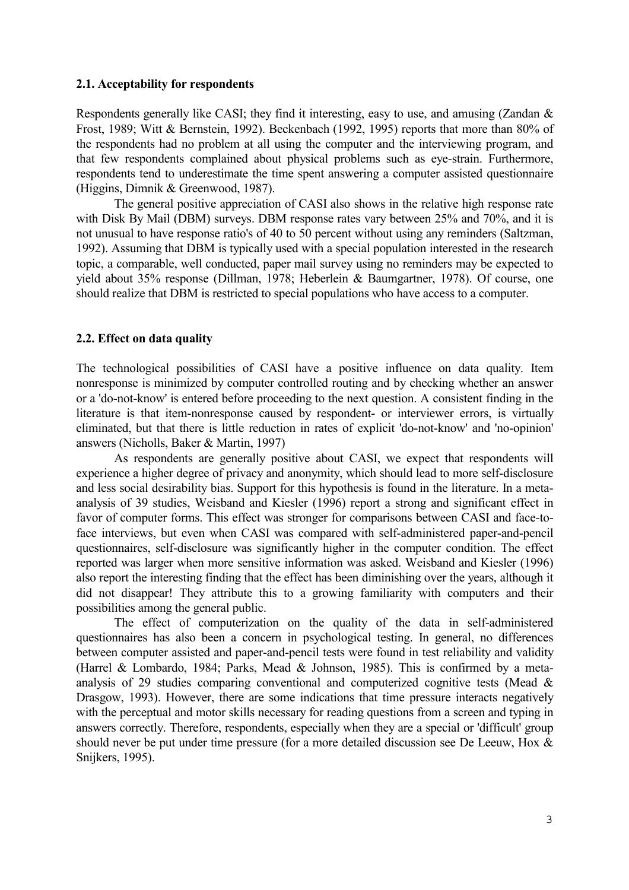### 2.1. Acceptability for respondents

Respondents generally like CASI; they find it interesting, easy to use, and amusing (Zandan & Frost, 1989; Witt & Bernstein, 1992). Beckenbach (1992, 1995) reports that more than 80% of the respondents had no problem at all using the computer and the interviewing program, and that few respondents complained about physical problems such as eye-strain. Furthermore, respondents tend to underestimate the time spent answering a computer assisted questionnaire (Higgins, Dimnik & Greenwood, 1987).

The general positive appreciation of CASI also shows in the relative high response rate with Disk By Mail (DBM) surveys. DBM response rates vary between 25% and 70%, and it is not unusual to have response ratio's of 40 to 50 percent without using any reminders (Saltzman, 1992). Assuming that DBM is typically used with a special population interested in the research topic, a comparable, well conducted, paper mail survey using no reminders may be expected to yield about 35% response (Dillman, 1978; Heberlein & Baumgartner, 1978). Of course, one should realize that DBM is restricted to special populations who have access to a computer.

### 2.2. Effect on data quality

The technological possibilities of CASI have a positive influence on data quality. Item nonresponse is minimized by computer controlled routing and by checking whether an answer or a 'do-not-know' is entered before proceeding to the next question. A consistent finding in the literature is that item-nonresponse caused by respondent- or interviewer errors, is virtually eliminated, but that there is little reduction in rates of explicit 'do-not-know' and 'no-opinion' answers (Nicholls, Baker & Martin, 1997)

As respondents are generally positive about CASI, we expect that respondents will experience a higher degree of privacy and anonymity, which should lead to more self-disclosure and less social desirability bias. Support for this hypothesis is found in the literature. In a meta-analysis of 39 studies, Weisband and Kiesler (1996) report a strong and significant effect in favor of computer forms. This effect was stronger for comparisons between CASI and face-to-face interviews, but even when CASI was compared with self-administered paper-and-pencil questionnaires, self-disclosure was significantly higher in the computer condition. The effect reported was larger when more sensitive information was asked. Weisband and Kiesler (1996) also report the interesting finding that the effect has been diminishing over the years, although it did not disappear! They attribute this to a growing familiarity with computers and their possibilities among the general public.

The effect of computerization on the quality of the data in self-administered questionnaires has also been a concern in psychological testing. In general, no differences between computer assisted and paper-and-pencil tests were found in test reliability and validity (Harrel & Lombardo, 1984; Parks, Mead & Johnson, 1985). This is confirmed by a meta-analysis of 29 studies comparing conventional and computerized cognitive tests (Mead & Drasgow, 1993). However, there are some indications that time pressure interacts negatively with the perceptual and motor skills necessary for reading questions from a screen and typing in answers correctly. Therefore, respondents, especially when they are a special or 'difficult' group should never be put under time pressure (for a more detailed discussion see De Leeuw, Hox & Snijkers, 1995).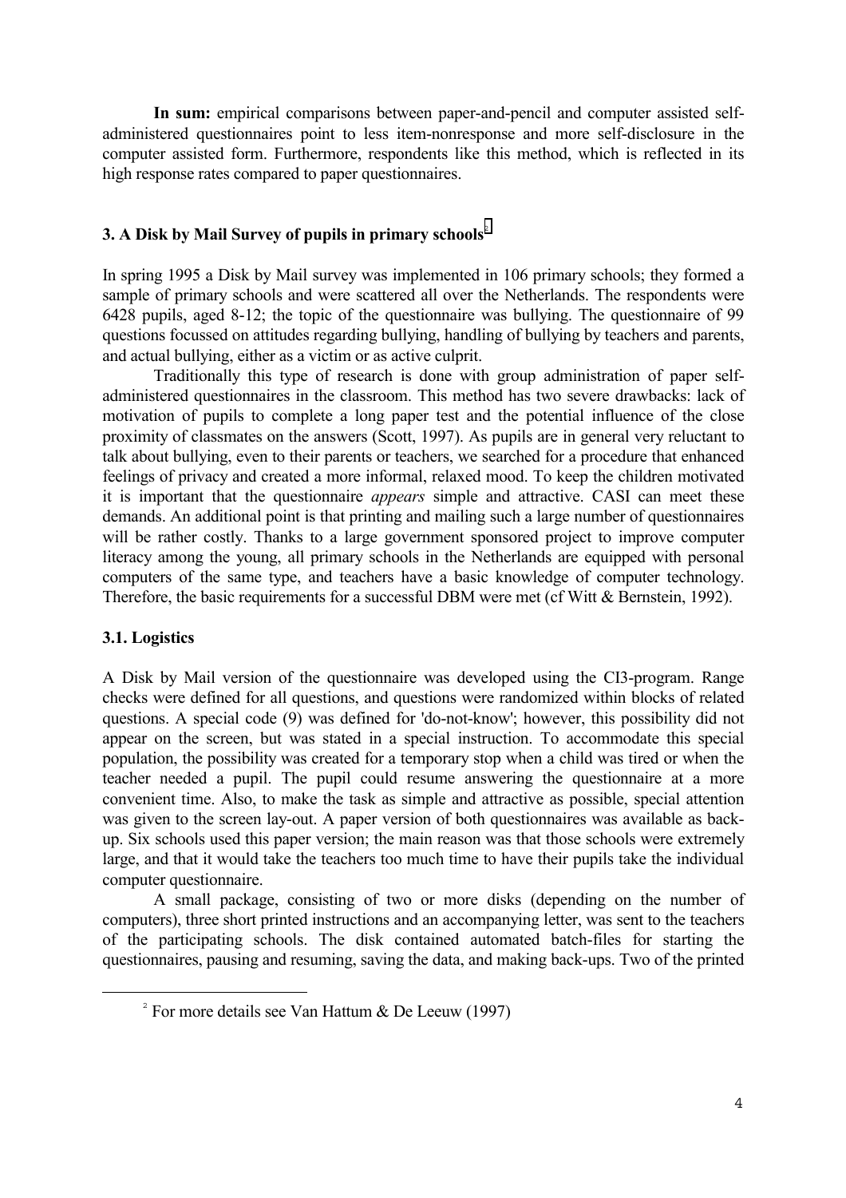**In sum:** empirical comparisons between paper-and-pencil and computer assisted self-administered questionnaires point to less item-nonresponse and more self-disclosure in the computer assisted form. Furthermore, respondents like this method, which is reflected in its high response rates compared to paper questionnaires.

## 3. A Disk by Mail Survey of pupils in primary schools[2]

In spring 1995 a Disk by Mail survey was implemented in 106 primary schools; they formed a sample of primary schools and were scattered all over the Netherlands. The respondents were 6428 pupils, aged 8-12; the topic of the questionnaire was bullying. The questionnaire of 99 questions focussed on attitudes regarding bullying, handling of bullying by teachers and parents, and actual bullying, either as a victim or as active culprit.

Traditionally this type of research is done with group administration of paper self-administered questionnaires in the classroom. This method has two severe drawbacks: lack of motivation of pupils to complete a long paper test and the potential influence of the close proximity of classmates on the answers (Scott, 1997). As pupils are in general very reluctant to talk about bullying, even to their parents or teachers, we searched for a procedure that enhanced feelings of privacy and created a more informal, relaxed mood. To keep the children motivated it is important that the questionnaire *appears* simple and attractive. CASI can meet these demands. An additional point is that printing and mailing such a large number of questionnaires will be rather costly. Thanks to a large government sponsored project to improve computer literacy among the young, all primary schools in the Netherlands are equipped with personal computers of the same type, and teachers have a basic knowledge of computer technology. Therefore, the basic requirements for a successful DBM were met (cf Witt & Bernstein, 1992).

### 3.1. Logistics

A Disk by Mail version of the questionnaire was developed using the CI3-program. Range checks were defined for all questions, and questions were randomized within blocks of related questions. A special code (9) was defined for 'do-not-know'; however, this possibility did not appear on the screen, but was stated in a special instruction. To accommodate this special population, the possibility was created for a temporary stop when a child was tired or when the teacher needed a pupil. The pupil could resume answering the questionnaire at a more convenient time. Also, to make the task as simple and attractive as possible, special attention was given to the screen lay-out. A paper version of both questionnaires was available as back-up. Six schools used this paper version; the main reason was that those schools were extremely large, and that it would take the teachers too much time to have their pupils take the individual computer questionnaire.

A small package, consisting of two or more disks (depending on the number of computers), three short printed instructions and an accompanying letter, was sent to the teachers of the participating schools. The disk contained automated batch-files for starting the questionnaires, pausing and resuming, saving the data, and making back-ups. Two of the printed

[2] For more details see Van Hattum & De Leeuw (1997)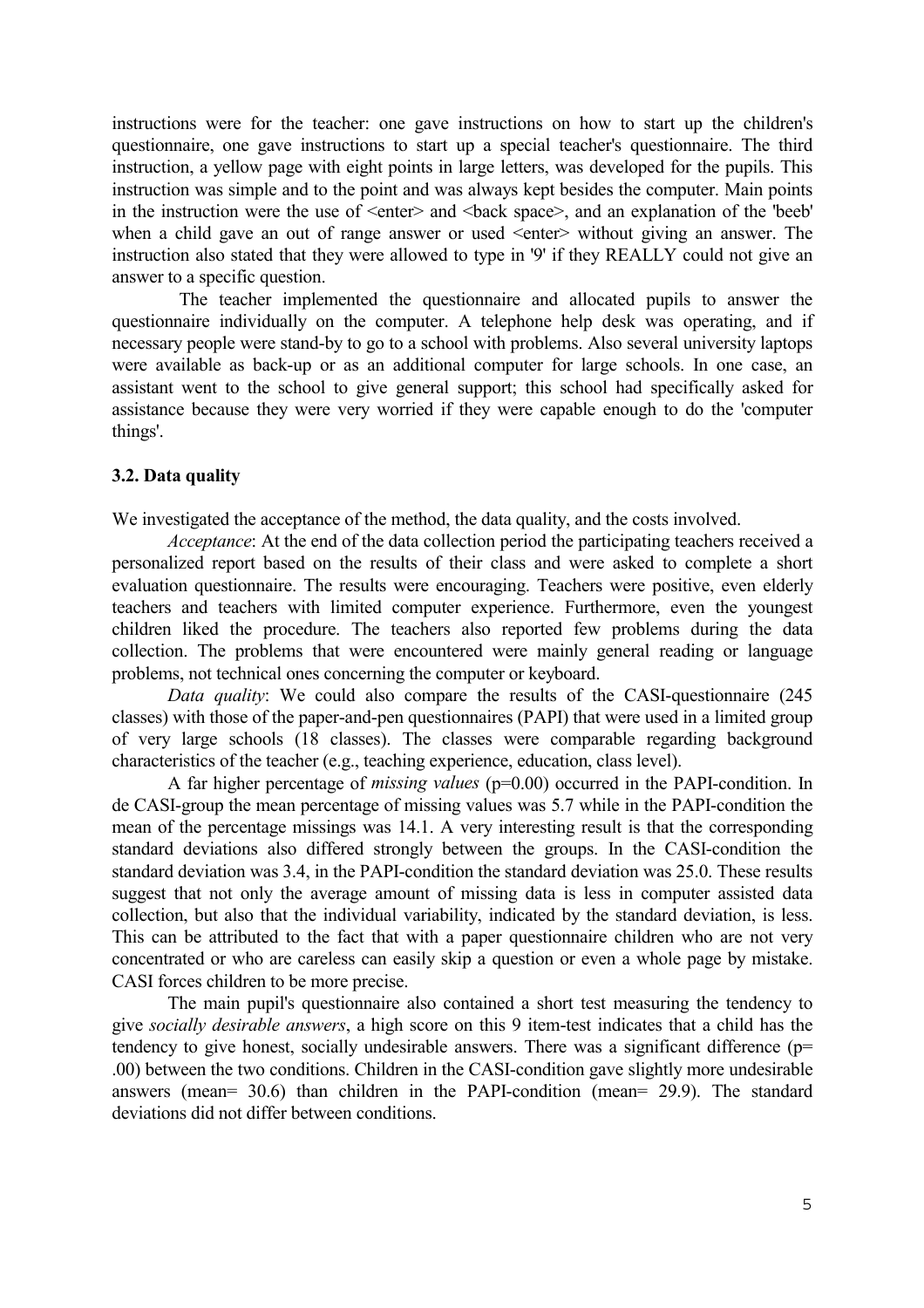instructions were for the teacher: one gave instructions on how to start up the children's questionnaire, one gave instructions to start up a special teacher's questionnaire. The third instruction, a yellow page with eight points in large letters, was developed for the pupils. This instruction was simple and to the point and was always kept besides the computer. Main points in the instruction were the use of <enter> and <back space>, and an explanation of the 'beeb' when a child gave an out of range answer or used <enter> without giving an answer. The instruction also stated that they were allowed to type in '9' if they REALLY could not give an answer to a specific question.

The teacher implemented the questionnaire and allocated pupils to answer the questionnaire individually on the computer. A telephone help desk was operating, and if necessary people were stand-by to go to a school with problems. Also several university laptops were available as back-up or as an additional computer for large schools. In one case, an assistant went to the school to give general support; this school had specifically asked for assistance because they were very worried if they were capable enough to do the 'computer things'.

### 3.2. Data quality

We investigated the acceptance of the method, the data quality, and the costs involved.

*Acceptance*: At the end of the data collection period the participating teachers received a personalized report based on the results of their class and were asked to complete a short evaluation questionnaire. The results were encouraging. Teachers were positive, even elderly teachers and teachers with limited computer experience. Furthermore, even the youngest children liked the procedure. The teachers also reported few problems during the data collection. The problems that were encountered were mainly general reading or language problems, not technical ones concerning the computer or keyboard.

*Data quality*: We could also compare the results of the CASI-questionnaire (245 classes) with those of the paper-and-pen questionnaires (PAPI) that were used in a limited group of very large schools (18 classes). The classes were comparable regarding background characteristics of the teacher (e.g., teaching experience, education, class level).

A far higher percentage of *missing values* ($p=0.00$) occurred in the PAPI-condition. In de CASI-group the mean percentage of missing values was 5.7 while in the PAPI-condition the mean of the percentage missings was 14.1. A very interesting result is that the corresponding standard deviations also differed strongly between the groups. In the CASI-condition the standard deviation was 3.4, in the PAPI-condition the standard deviation was 25.0. These results suggest that not only the average amount of missing data is less in computer assisted data collection, but also that the individual variability, indicated by the standard deviation, is less. This can be attributed to the fact that with a paper questionnaire children who are not very concentrated or who are careless can easily skip a question or even a whole page by mistake. CASI forces children to be more precise.

The main pupil's questionnaire also contained a short test measuring the tendency to give *socially desirable answers*, a high score on this 9 item-test indicates that a child has the tendency to give honest, socially undesirable answers. There was a significant difference ($p= .00$) between the two conditions. Children in the CASI-condition gave slightly more undesirable answers (mean= 30.6) than children in the PAPI-condition (mean= 29.9). The standard deviations did not differ between conditions.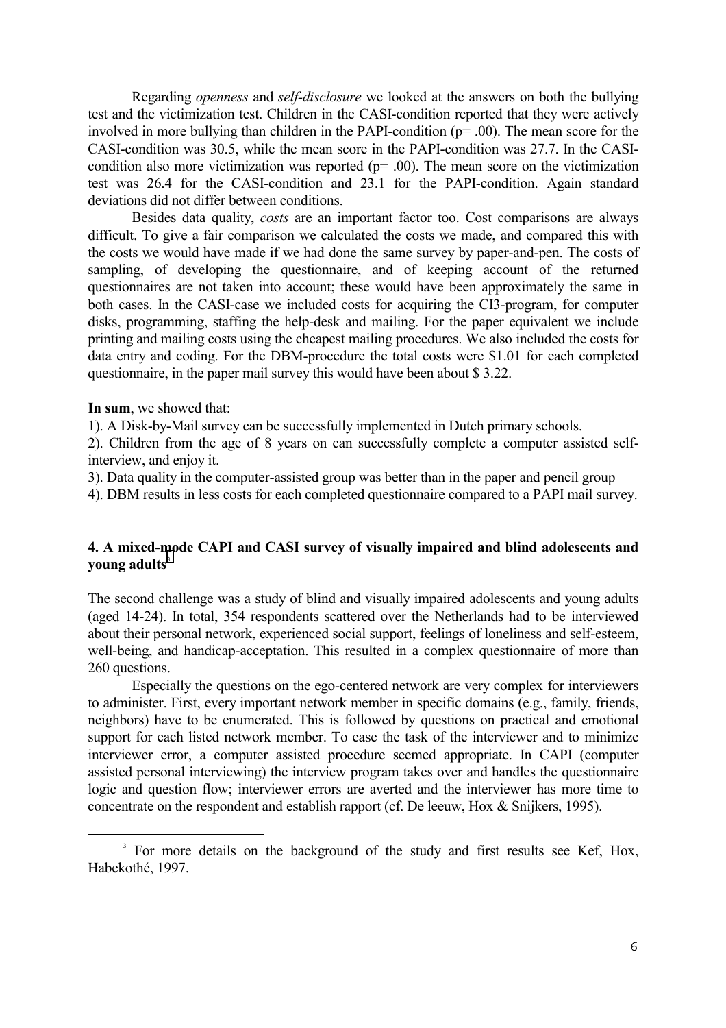Regarding *openness* and *self-disclosure* we looked at the answers on both the bullying test and the victimization test. Children in the CASI-condition reported that they were actively involved in more bullying than children in the PAPI-condition (p= .00). The mean score for the CASI-condition was 30.5, while the mean score in the PAPI-condition was 27.7. In the CASI-condition also more victimization was reported (p= .00). The mean score on the victimization test was 26.4 for the CASI-condition and 23.1 for the PAPI-condition. Again standard deviations did not differ between conditions.

Besides data quality, *costs* are an important factor too. Cost comparisons are always difficult. To give a fair comparison we calculated the costs we made, and compared this with the costs we would have made if we had done the same survey by paper-and-pen. The costs of sampling, of developing the questionnaire, and of keeping account of the returned questionnaires are not taken into account; these would have been approximately the same in both cases. In the CASI-case we included costs for acquiring the CI3-program, for computer disks, programming, staffing the help-desk and mailing. For the paper equivalent we include printing and mailing costs using the cheapest mailing procedures. We also included the costs for data entry and coding. For the DBM-procedure the total costs were $1.01 for each completed questionnaire, in the paper mail survey this would have been about $ 3.22.

**In sum**, we showed that:

1). A Disk-by-Mail survey can be successfully implemented in Dutch primary schools.

2). Children from the age of 8 years on can successfully complete a computer assisted self-interview, and enjoy it.

3). Data quality in the computer-assisted group was better than in the paper and pencil group

4). DBM results in less costs for each completed questionnaire compared to a PAPI mail survey.

## 4. A mixed-mode CAPI and CASI survey of visually impaired and blind adolescents and young adults[3]

The second challenge was a study of blind and visually impaired adolescents and young adults (aged 14-24). In total, 354 respondents scattered over the Netherlands had to be interviewed about their personal network, experienced social support, feelings of loneliness and self-esteem, well-being, and handicap-acceptation. This resulted in a complex questionnaire of more than 260 questions.

Especially the questions on the ego-centered network are very complex for interviewers to administer. First, every important network member in specific domains (e.g., family, friends, neighbors) have to be enumerated. This is followed by questions on practical and emotional support for each listed network member. To ease the task of the interviewer and to minimize interviewer error, a computer assisted procedure seemed appropriate. In CAPI (computer assisted personal interviewing) the interview program takes over and handles the questionnaire logic and question flow; interviewer errors are averted and the interviewer has more time to concentrate on the respondent and establish rapport (cf. De leeuw, Hox & Snijkers, 1995).

[3] For more details on the background of the study and first results see Kef, Hox, Habekothé, 1997.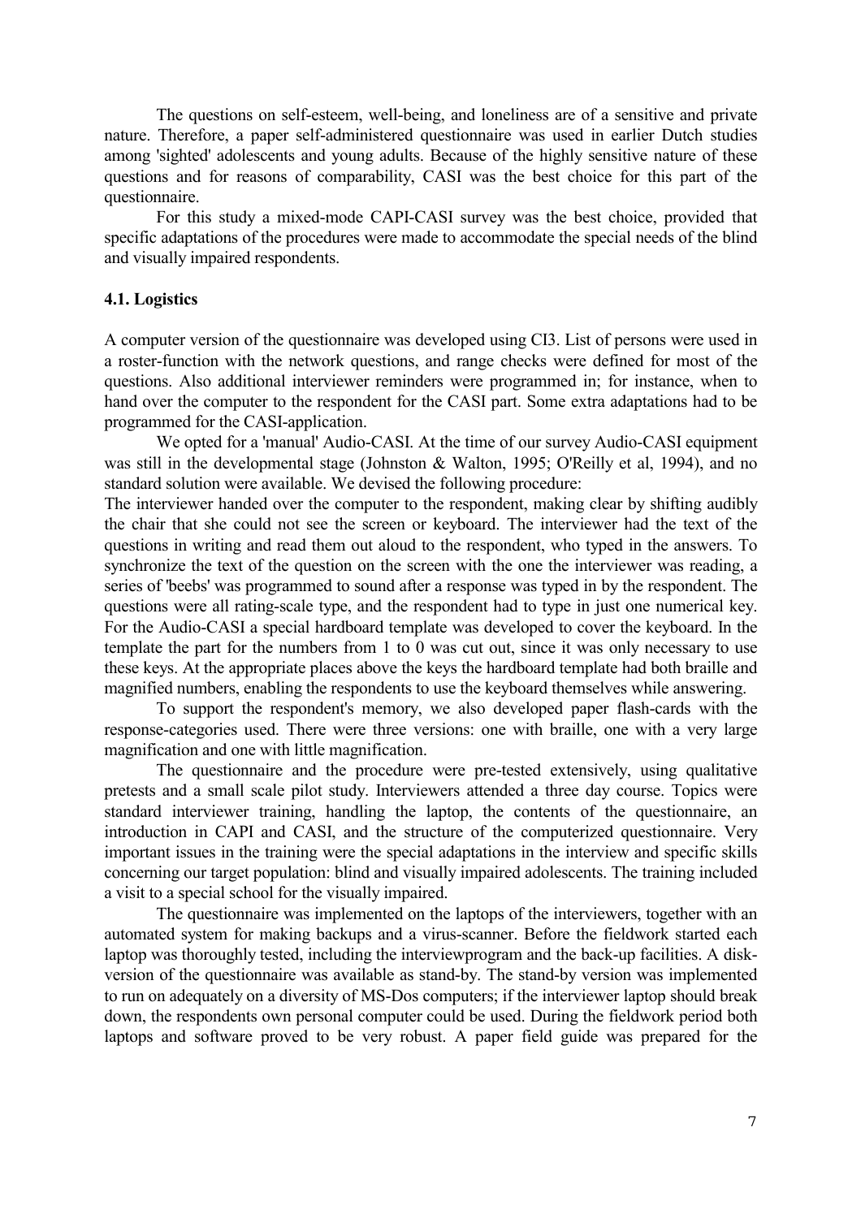The questions on self-esteem, well-being, and loneliness are of a sensitive and private nature. Therefore, a paper self-administered questionnaire was used in earlier Dutch studies among 'sighted' adolescents and young adults. Because of the highly sensitive nature of these questions and for reasons of comparability, CASI was the best choice for this part of the questionnaire.

For this study a mixed-mode CAPI-CASI survey was the best choice, provided that specific adaptations of the procedures were made to accommodate the special needs of the blind and visually impaired respondents.

### 4.1. Logistics

A computer version of the questionnaire was developed using CI3. List of persons were used in a roster-function with the network questions, and range checks were defined for most of the questions. Also additional interviewer reminders were programmed in; for instance, when to hand over the computer to the respondent for the CASI part. Some extra adaptations had to be programmed for the CASI-application.

We opted for a 'manual' Audio-CASI. At the time of our survey Audio-CASI equipment was still in the developmental stage (Johnston & Walton, 1995; O'Reilly et al, 1994), and no standard solution were available. We devised the following procedure:
The interviewer handed over the computer to the respondent, making clear by shifting audibly the chair that she could not see the screen or keyboard. The interviewer had the text of the questions in writing and read them out aloud to the respondent, who typed in the answers. To synchronize the text of the question on the screen with the one the interviewer was reading, a series of 'beebs' was programmed to sound after a response was typed in by the respondent. The questions were all rating-scale type, and the respondent had to type in just one numerical key. For the Audio-CASI a special hardboard template was developed to cover the keyboard. In the template the part for the numbers from 1 to 0 was cut out, since it was only necessary to use these keys. At the appropriate places above the keys the hardboard template had both braille and magnified numbers, enabling the respondents to use the keyboard themselves while answering.

To support the respondent's memory, we also developed paper flash-cards with the response-categories used. There were three versions: one with braille, one with a very large magnification and one with little magnification.

The questionnaire and the procedure were pre-tested extensively, using qualitative pretests and a small scale pilot study. Interviewers attended a three day course. Topics were standard interviewer training, handling the laptop, the contents of the questionnaire, an introduction in CAPI and CASI, and the structure of the computerized questionnaire. Very important issues in the training were the special adaptations in the interview and specific skills concerning our target population: blind and visually impaired adolescents. The training included a visit to a special school for the visually impaired.

The questionnaire was implemented on the laptops of the interviewers, together with an automated system for making backups and a virus-scanner. Before the fieldwork started each laptop was thoroughly tested, including the interviewprogram and the back-up facilities. A disk-version of the questionnaire was available as stand-by. The stand-by version was implemented to run on adequately on a diversity of MS-Dos computers; if the interviewer laptop should break down, the respondents own personal computer could be used. During the fieldwork period both laptops and software proved to be very robust. A paper field guide was prepared for the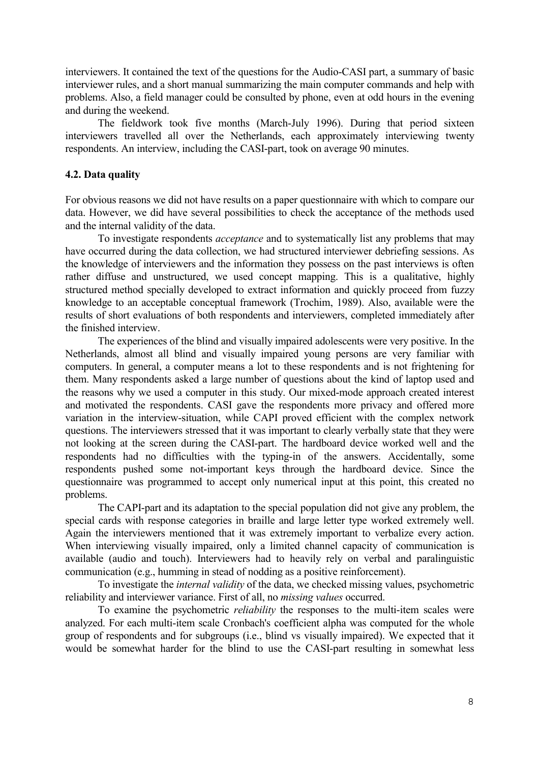interviewers. It contained the text of the questions for the Audio-CASI part, a summary of basic interviewer rules, and a short manual summarizing the main computer commands and help with problems. Also, a field manager could be consulted by phone, even at odd hours in the evening and during the weekend.

The fieldwork took five months (March-July 1996). During that period sixteen interviewers travelled all over the Netherlands, each approximately interviewing twenty respondents. An interview, including the CASI-part, took on average 90 minutes.

### 4.2. Data quality

For obvious reasons we did not have results on a paper questionnaire with which to compare our data. However, we did have several possibilities to check the acceptance of the methods used and the internal validity of the data.

To investigate respondents *acceptance* and to systematically list any problems that may have occurred during the data collection, we had structured interviewer debriefing sessions. As the knowledge of interviewers and the information they possess on the past interviews is often rather diffuse and unstructured, we used concept mapping. This is a qualitative, highly structured method specially developed to extract information and quickly proceed from fuzzy knowledge to an acceptable conceptual framework (Trochim, 1989). Also, available were the results of short evaluations of both respondents and interviewers, completed immediately after the finished interview.

The experiences of the blind and visually impaired adolescents were very positive. In the Netherlands, almost all blind and visually impaired young persons are very familiar with computers. In general, a computer means a lot to these respondents and is not frightening for them. Many respondents asked a large number of questions about the kind of laptop used and the reasons why we used a computer in this study. Our mixed-mode approach created interest and motivated the respondents. CASI gave the respondents more privacy and offered more variation in the interview-situation, while CAPI proved efficient with the complex network questions. The interviewers stressed that it was important to clearly verbally state that they were not looking at the screen during the CASI-part. The hardboard device worked well and the respondents had no difficulties with the typing-in of the answers. Accidentally, some respondents pushed some not-important keys through the hardboard device. Since the questionnaire was programmed to accept only numerical input at this point, this created no problems.

The CAPI-part and its adaptation to the special population did not give any problem, the special cards with response categories in braille and large letter type worked extremely well. Again the interviewers mentioned that it was extremely important to verbalize every action. When interviewing visually impaired, only a limited channel capacity of communication is available (audio and touch). Interviewers had to heavily rely on verbal and paralinguistic communication (e.g., humming in stead of nodding as a positive reinforcement).

To investigate the *internal validity* of the data, we checked missing values, psychometric reliability and interviewer variance. First of all, no *missing values* occurred.

To examine the psychometric *reliability* the responses to the multi-item scales were analyzed. For each multi-item scale Cronbach's coefficient alpha was computed for the whole group of respondents and for subgroups (i.e., blind vs visually impaired). We expected that it would be somewhat harder for the blind to use the CASI-part resulting in somewhat less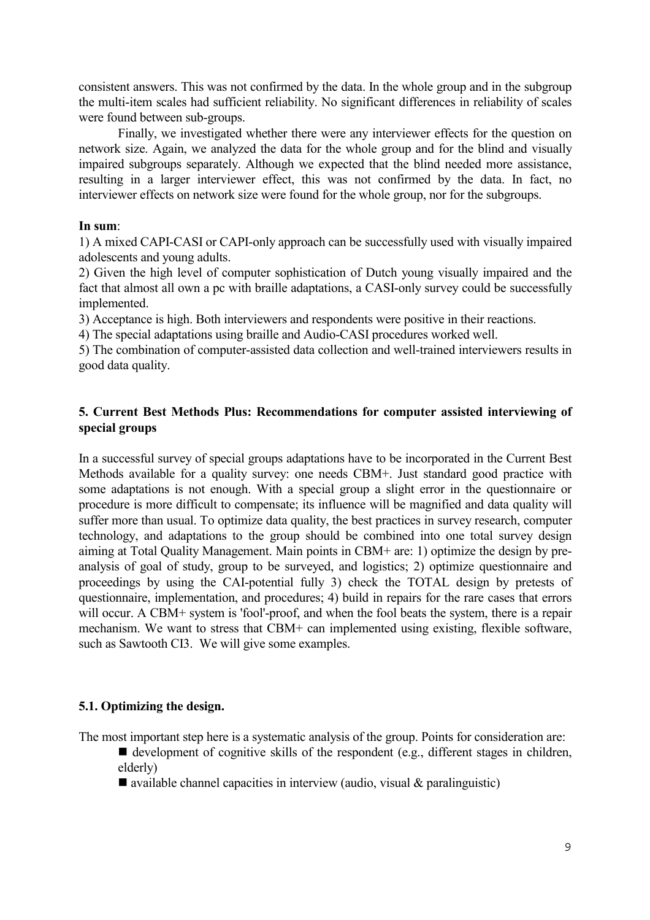consistent answers. This was not confirmed by the data. In the whole group and in the subgroup the multi-item scales had sufficient reliability. No significant differences in reliability of scales were found between sub-groups.

Finally, we investigated whether there were any interviewer effects for the question on network size. Again, we analyzed the data for the whole group and for the blind and visually impaired subgroups separately. Although we expected that the blind needed more assistance, resulting in a larger interviewer effect, this was not confirmed by the data. In fact, no interviewer effects on network size were found for the whole group, nor for the subgroups.

**In sum**:

1) A mixed CAPI-CASI or CAPI-only approach can be successfully used with visually impaired adolescents and young adults.

2) Given the high level of computer sophistication of Dutch young visually impaired and the fact that almost all own a pc with braille adaptations, a CASI-only survey could be successfully implemented.

3) Acceptance is high. Both interviewers and respondents were positive in their reactions.

4) The special adaptations using braille and Audio-CASI procedures worked well.

5) The combination of computer-assisted data collection and well-trained interviewers results in good data quality.

## 5. Current Best Methods Plus: Recommendations for computer assisted interviewing of special groups

In a successful survey of special groups adaptations have to be incorporated in the Current Best Methods available for a quality survey: one needs CBM+. Just standard good practice with some adaptations is not enough. With a special group a slight error in the questionnaire or procedure is more difficult to compensate; its influence will be magnified and data quality will suffer more than usual. To optimize data quality, the best practices in survey research, computer technology, and adaptations to the group should be combined into one total survey design aiming at Total Quality Management. Main points in CBM+ are: 1) optimize the design by pre-analysis of goal of study, group to be surveyed, and logistics; 2) optimize questionnaire and proceedings by using the CAI-potential fully 3) check the TOTAL design by pretests of questionnaire, implementation, and procedures; 4) build in repairs for the rare cases that errors will occur. A CBM+ system is 'fool'-proof, and when the fool beats the system, there is a repair mechanism. We want to stress that CBM+ can implemented using existing, flexible software, such as Sawtooth CI3. We will give some examples.

### 5.1. Optimizing the design.

The most important step here is a systematic analysis of the group. Points for consideration are:

- development of cognitive skills of the respondent (e.g., different stages in children, elderly)
- available channel capacities in interview (audio, visual & paralinguistic)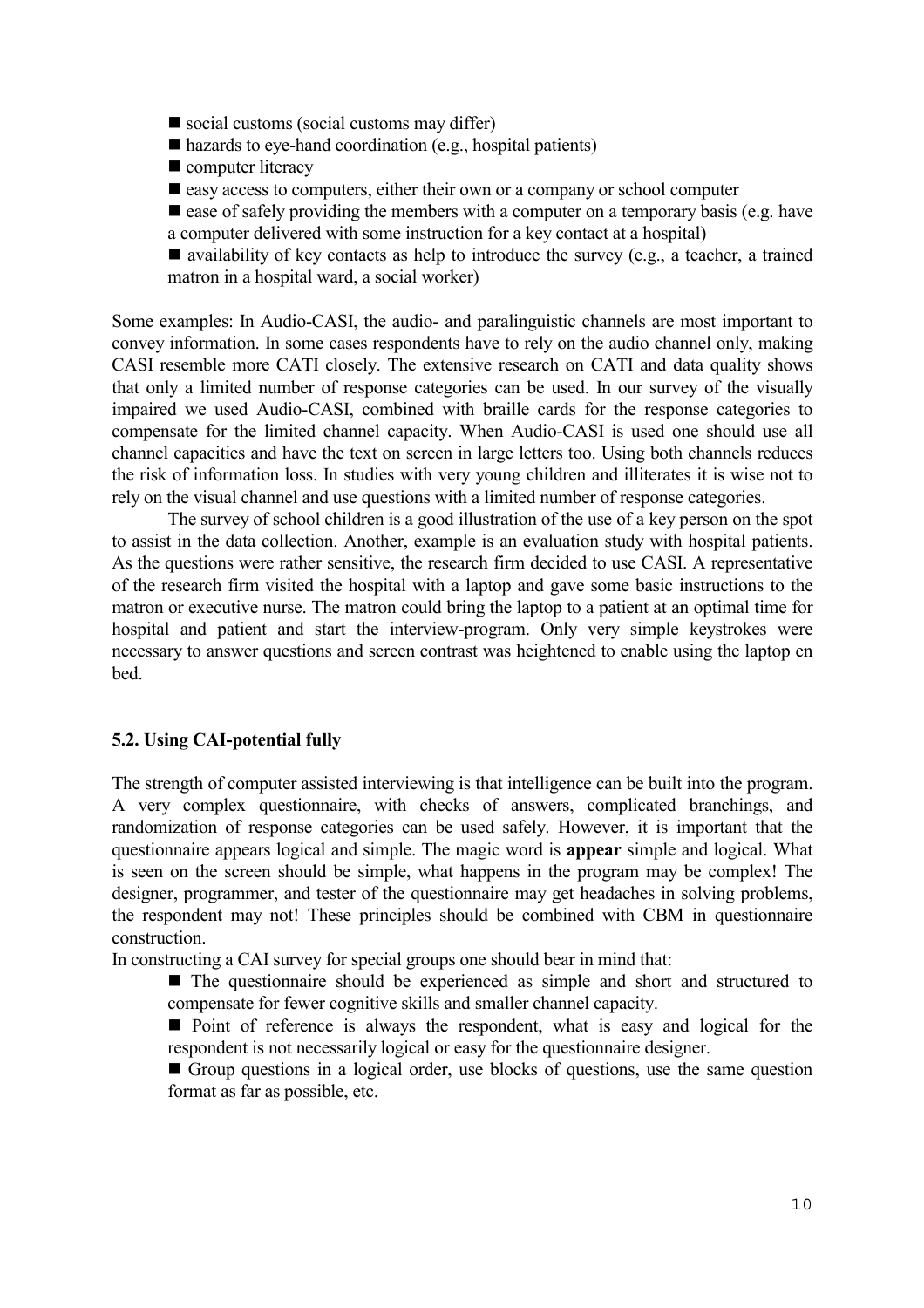- social customs (social customs may differ)
- hazards to eye-hand coordination (e.g., hospital patients)
- computer literacy
- easy access to computers, either their own or a company or school computer
- ease of safely providing the members with a computer on a temporary basis (e.g. have a computer delivered with some instruction for a key contact at a hospital)
- availability of key contacts as help to introduce the survey (e.g., a teacher, a trained matron in a hospital ward, a social worker)

Some examples: In Audio-CASI, the audio- and paralinguistic channels are most important to convey information. In some cases respondents have to rely on the audio channel only, making CASI resemble more CATI closely. The extensive research on CATI and data quality shows that only a limited number of response categories can be used. In our survey of the visually impaired we used Audio-CASI, combined with braille cards for the response categories to compensate for the limited channel capacity. When Audio-CASI is used one should use all channel capacities and have the text on screen in large letters too. Using both channels reduces the risk of information loss. In studies with very young children and illiterates it is wise not to rely on the visual channel and use questions with a limited number of response categories.

The survey of school children is a good illustration of the use of a key person on the spot to assist in the data collection. Another, example is an evaluation study with hospital patients. As the questions were rather sensitive, the research firm decided to use CASI. A representative of the research firm visited the hospital with a laptop and gave some basic instructions to the matron or executive nurse. The matron could bring the laptop to a patient at an optimal time for hospital and patient and start the interview-program. Only very simple keystrokes were necessary to answer questions and screen contrast was heightened to enable using the laptop en bed.

### 5.2. Using CAI-potential fully

The strength of computer assisted interviewing is that intelligence can be built into the program. A very complex questionnaire, with checks of answers, complicated branchings, and randomization of response categories can be used safely. However, it is important that the questionnaire appears logical and simple. The magic word is **appear** simple and logical. What is seen on the screen should be simple, what happens in the program may be complex! The designer, programmer, and tester of the questionnaire may get headaches in solving problems, the respondent may not! These principles should be combined with CBM in questionnaire construction.

In constructing a CAI survey for special groups one should bear in mind that:

- The questionnaire should be experienced as simple and short and structured to compensate for fewer cognitive skills and smaller channel capacity.
- Point of reference is always the respondent, what is easy and logical for the respondent is not necessarily logical or easy for the questionnaire designer.
- Group questions in a logical order, use blocks of questions, use the same question format as far as possible, etc.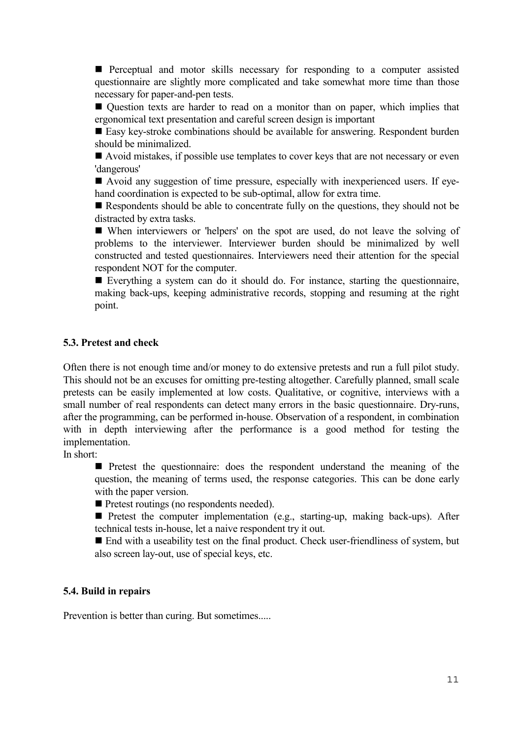- Perceptual and motor skills necessary for responding to a computer assisted questionnaire are slightly more complicated and take somewhat more time than those necessary for paper-and-pen tests.
- Question texts are harder to read on a monitor than on paper, which implies that ergonomical text presentation and careful screen design is important
- Easy key-stroke combinations should be available for answering. Respondent burden should be minimalized.
- Avoid mistakes, if possible use templates to cover keys that are not necessary or even 'dangerous'
- Avoid any suggestion of time pressure, especially with inexperienced users. If eye-hand coordination is expected to be sub-optimal, allow for extra time.
- Respondents should be able to concentrate fully on the questions, they should not be distracted by extra tasks.
- When interviewers or 'helpers' on the spot are used, do not leave the solving of problems to the interviewer. Interviewer burden should be minimalized by well constructed and tested questionnaires. Interviewers need their attention for the special respondent NOT for the computer.
- Everything a system can do it should do. For instance, starting the questionnaire, making back-ups, keeping administrative records, stopping and resuming at the right point.

### 5.3. Pretest and check

Often there is not enough time and/or money to do extensive pretests and run a full pilot study. This should not be an excuses for omitting pre-testing altogether. Carefully planned, small scale pretests can be easily implemented at low costs. Qualitative, or cognitive, interviews with a small number of real respondents can detect many errors in the basic questionnaire. Dry-runs, after the programming, can be performed in-house. Observation of a respondent, in combination with in depth interviewing after the performance is a good method for testing the implementation.

In short:

- Pretest the questionnaire: does the respondent understand the meaning of the question, the meaning of terms used, the response categories. This can be done early with the paper version.
- Pretest routings (no respondents needed).
- Pretest the computer implementation (e.g., starting-up, making back-ups). After technical tests in-house, let a naive respondent try it out.
- End with a useability test on the final product. Check user-friendliness of system, but also screen lay-out, use of special keys, etc.

### 5.4. Build in repairs

Prevention is better than curing. But sometimes.....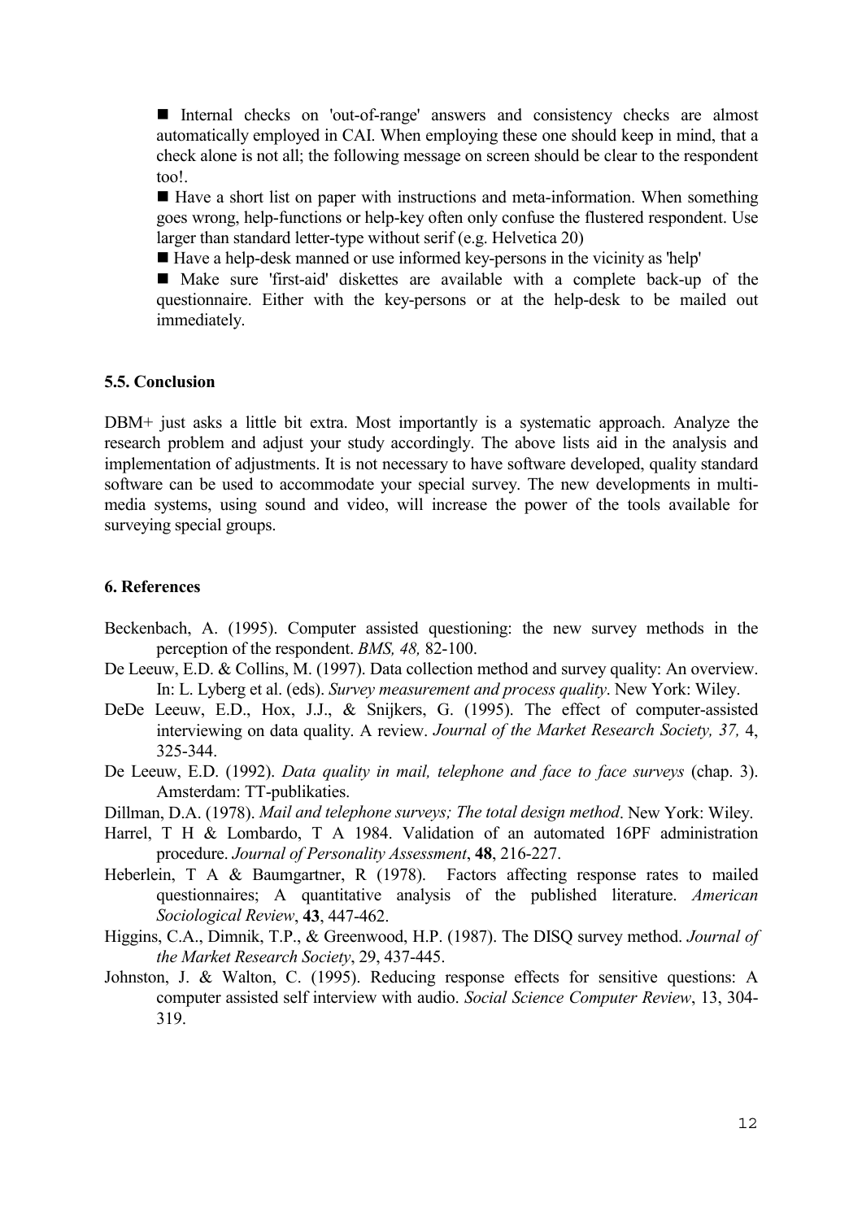- Internal checks on 'out-of-range' answers and consistency checks are almost automatically employed in CAI. When employing these one should keep in mind, that a check alone is not all; the following message on screen should be clear to the respondent too!.
- Have a short list on paper with instructions and meta-information. When something goes wrong, help-functions or help-key often only confuse the flustered respondent. Use larger than standard letter-type without serif (e.g. Helvetica 20)
- Have a help-desk manned or use informed key-persons in the vicinity as 'help'
- Make sure 'first-aid' diskettes are available with a complete back-up of the questionnaire. Either with the key-persons or at the help-desk to be mailed out immediately.

### 5.5. Conclusion

DBM+ just asks a little bit extra. Most importantly is a systematic approach. Analyze the research problem and adjust your study accordingly. The above lists aid in the analysis and implementation of adjustments. It is not necessary to have software developed, quality standard software can be used to accommodate your special survey. The new developments in multi-media systems, using sound and video, will increase the power of the tools available for surveying special groups.

## 6. References

Beckenbach, A. (1995). Computer assisted questioning: the new survey methods in the perception of the respondent. *BMS, 48,* 82-100.

De Leeuw, E.D. & Collins, M. (1997). Data collection method and survey quality: An overview. In: L. Lyberg et al. (eds). *Survey measurement and process quality*. New York: Wiley.

DeDe Leeuw, E.D., Hox, J.J., & Snijkers, G. (1995). The effect of computer-assisted interviewing on data quality. A review. *Journal of the Market Research Society, 37,* 4, 325-344.

De Leeuw, E.D. (1992). *Data quality in mail, telephone and face to face surveys* (chap. 3). Amsterdam: TT-publikaties.

Dillman, D.A. (1978). *Mail and telephone surveys; The total design method*. New York: Wiley.

Harrel, T H & Lombardo, T A 1984. Validation of an automated 16PF administration procedure. *Journal of Personality Assessment*, **48**, 216-227.

Heberlein, T A & Baumgartner, R (1978). Factors affecting response rates to mailed questionnaires; A quantitative analysis of the published literature. *American Sociological Review*, **43**, 447-462.

Higgins, C.A., Dimnik, T.P., & Greenwood, H.P. (1987). The DISQ survey method. *Journal of the Market Research Society*, 29, 437-445.

Johnston, J. & Walton, C. (1995). Reducing response effects for sensitive questions: A computer assisted self interview with audio. *Social Science Computer Review*, 13, 304-319.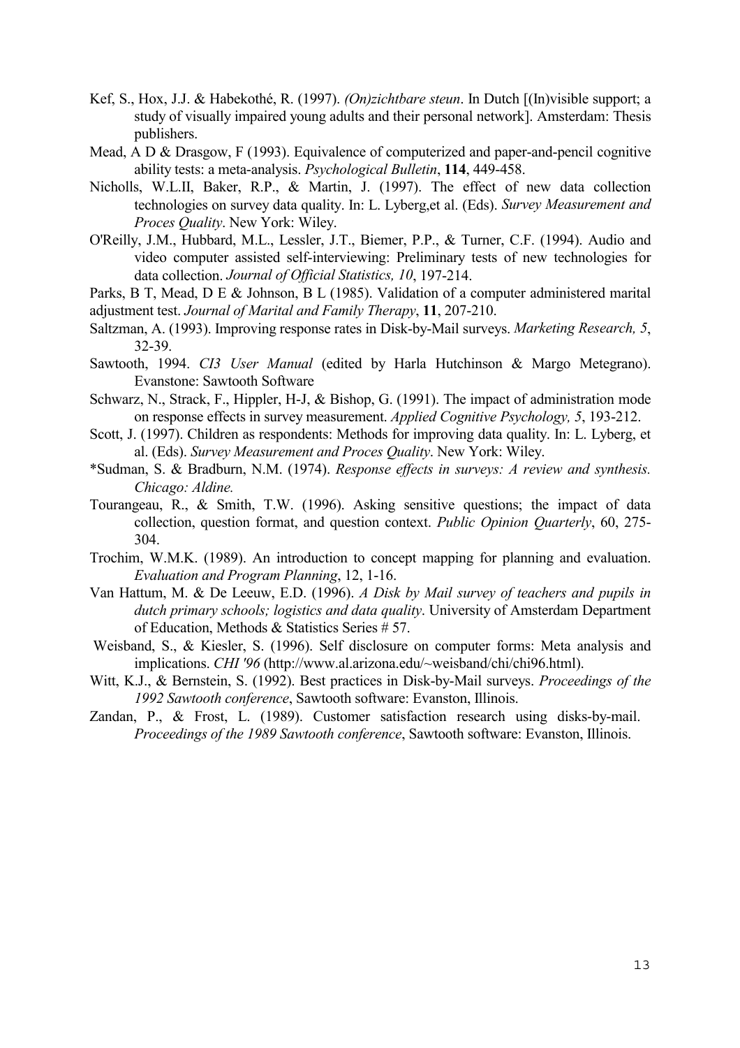Kef, S., Hox, J.J. & Habekothé, R. (1997). *(On)zichtbare steun*. In Dutch [(In)visible support; a study of visually impaired young adults and their personal network]. Amsterdam: Thesis publishers.

Mead, A D & Drasgow, F (1993). Equivalence of computerized and paper-and-pencil cognitive ability tests: a meta-analysis. *Psychological Bulletin*, **114**, 449-458.

Nicholls, W.L.II, Baker, R.P., & Martin, J. (1997). The effect of new data collection technologies on survey data quality. In: L. Lyberg,et al. (Eds). *Survey Measurement and Proces Quality*. New York: Wiley.

O'Reilly, J.M., Hubbard, M.L., Lessler, J.T., Biemer, P.P., & Turner, C.F. (1994). Audio and video computer assisted self-interviewing: Preliminary tests of new technologies for data collection. *Journal of Official Statistics, 10*, 197-214.

Parks, B T, Mead, D E & Johnson, B L (1985). Validation of a computer administered marital adjustment test. *Journal of Marital and Family Therapy*, **11**, 207-210.

Saltzman, A. (1993). Improving response rates in Disk-by-Mail surveys. *Marketing Research, 5*, 32-39.

Sawtooth, 1994. *CI3 User Manual* (edited by Harla Hutchinson & Margo Metegrano). Evanstone: Sawtooth Software

Schwarz, N., Strack, F., Hippler, H-J, & Bishop, G. (1991). The impact of administration mode on response effects in survey measurement. *Applied Cognitive Psychology, 5*, 193-212.

Scott, J. (1997). Children as respondents: Methods for improving data quality. In: L. Lyberg, et al. (Eds). *Survey Measurement and Proces Quality*. New York: Wiley.

*Sudman, S. & Bradburn, N.M. (1974). *Response effects in surveys: A review and synthesis. Chicago: Aldine.*

Tourangeau, R., & Smith, T.W. (1996). Asking sensitive questions; the impact of data collection, question format, and question context. *Public Opinion Quarterly*, 60, 275-304.

Trochim, W.M.K. (1989). An introduction to concept mapping for planning and evaluation. *Evaluation and Program Planning*, 12, 1-16.

Van Hattum, M. & De Leeuw, E.D. (1996). *A Disk by Mail survey of teachers and pupils in dutch primary schools; logistics and data quality*. University of Amsterdam Department of Education, Methods & Statistics Series # 57.

Weisband, S., & Kiesler, S. (1996). Self disclosure on computer forms: Meta analysis and implications. *CHI '96* (http://www.al.arizona.edu/~weisband/chi/chi96.html).

Witt, K.J., & Bernstein, S. (1992). Best practices in Disk-by-Mail surveys. *Proceedings of the 1992 Sawtooth conference*, Sawtooth software: Evanston, Illinois.

Zandan, P., & Frost, L. (1989). Customer satisfaction research using disks-by-mail. *Proceedings of the 1989 Sawtooth conference*, Sawtooth software: Evanston, Illinois.